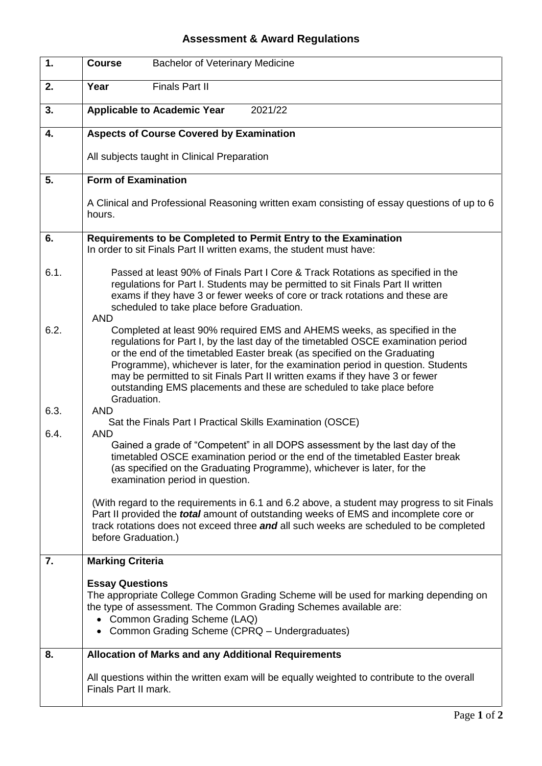# Assessment & Award Regulations

| | |
|---|---|
| **1.** | **Course** Bachelor of Veterinary Medicine |
| **2.** | **Year** Finals Part II |
| **3.** | **Applicable to Academic Year** 2021/22 |
| **4.** | **Aspects of Course Covered by Examination**<br><br>All subjects taught in Clinical Preparation |
| **5.** | **Form of Examination**<br><br>A Clinical and Professional Reasoning written exam consisting of essay questions of up to 6 hours. |
| **6.** | **Requirements to be Completed to Permit Entry to the Examination**<br>In order to sit Finals Part II written exams, the student must have: |
| 6.1. | Passed at least 90% of Finals Part I Core & Track Rotations as specified in the regulations for Part I. Students may be permitted to sit Finals Part II written exams if they have 3 or fewer weeks of core or track rotations and these are scheduled to take place before Graduation.<br>AND |
| 6.2. | Completed at least 90% required EMS and AHEMS weeks, as specified in the regulations for Part I, by the last day of the timetabled OSCE examination period or the end of the timetabled Easter break (as specified on the Graduating Programme), whichever is later, for the examination period in question. Students may be permitted to sit Finals Part II written exams if they have 3 or fewer outstanding EMS placements and these are scheduled to take place before Graduation.<br>AND |
| 6.3. | Sat the Finals Part I Practical Skills Examination (OSCE)<br>AND |
| 6.4. | Gained a grade of "Competent" in all DOPS assessment by the last day of the timetabled OSCE examination period or the end of the timetabled Easter break (as specified on the Graduating Programme), whichever is later, for the examination period in question.<br><br>(With regard to the requirements in 6.1 and 6.2 above, a student may progress to sit Finals Part II provided the ***total*** amount of outstanding weeks of EMS and incomplete core or track rotations does not exceed three ***and*** all such weeks are scheduled to be completed before Graduation.) |
| **7.** | **Marking Criteria**<br><br>**Essay Questions**<br>The appropriate College Common Grading Scheme will be used for marking depending on the type of assessment. The Common Grading Schemes available are:<br>• Common Grading Scheme (LAQ)<br>• Common Grading Scheme (CPRQ – Undergraduates) |
| **8.** | **Allocation of Marks and any Additional Requirements**<br><br>All questions within the written exam will be equally weighted to contribute to the overall Finals Part II mark. |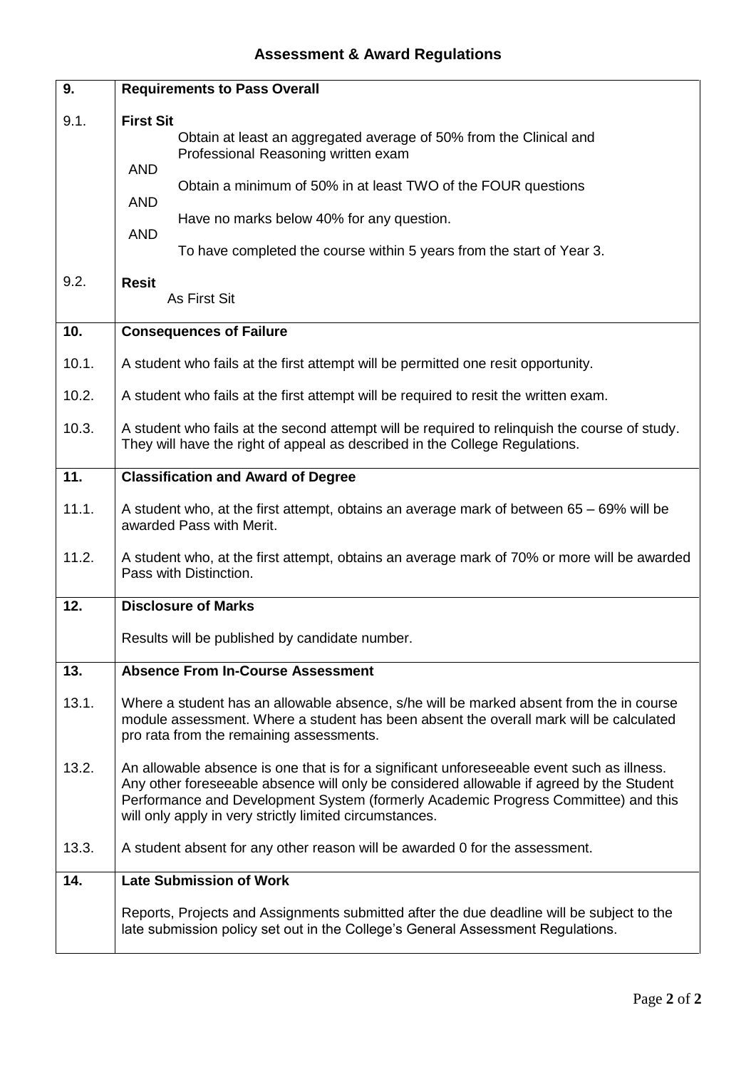## Assessment & Award Regulations

| | |
|---|---|
| **9.** | **Requirements to Pass Overall** |
| 9.1. | **First Sit**<br>Obtain at least an aggregated average of 50% from the Clinical and Professional Reasoning written exam<br>AND<br>Obtain a minimum of 50% in at least TWO of the FOUR questions<br>AND<br>Have no marks below 40% for any question.<br>AND<br>To have completed the course within 5 years from the start of Year 3. |
| 9.2. | **Resit**<br>As First Sit |
| **10.** | **Consequences of Failure** |
| 10.1. | A student who fails at the first attempt will be permitted one resit opportunity. |
| 10.2. | A student who fails at the first attempt will be required to resit the written exam. |
| 10.3. | A student who fails at the second attempt will be required to relinquish the course of study. They will have the right of appeal as described in the College Regulations. |
| **11.** | **Classification and Award of Degree** |
| 11.1. | A student who, at the first attempt, obtains an average mark of between 65 – 69% will be awarded Pass with Merit. |
| 11.2. | A student who, at the first attempt, obtains an average mark of 70% or more will be awarded Pass with Distinction. |
| **12.** | **Disclosure of Marks** |
| | Results will be published by candidate number. |
| **13.** | **Absence From In-Course Assessment** |
| 13.1. | Where a student has an allowable absence, s/he will be marked absent from the in course module assessment. Where a student has been absent the overall mark will be calculated pro rata from the remaining assessments. |
| 13.2. | An allowable absence is one that is for a significant unforeseeable event such as illness. Any other foreseeable absence will only be considered allowable if agreed by the Student Performance and Development System (formerly Academic Progress Committee) and this will only apply in very strictly limited circumstances. |
| 13.3. | A student absent for any other reason will be awarded 0 for the assessment. |
| **14.** | **Late Submission of Work** |
| | Reports, Projects and Assignments submitted after the due deadline will be subject to the late submission policy set out in the College's General Assessment Regulations. |